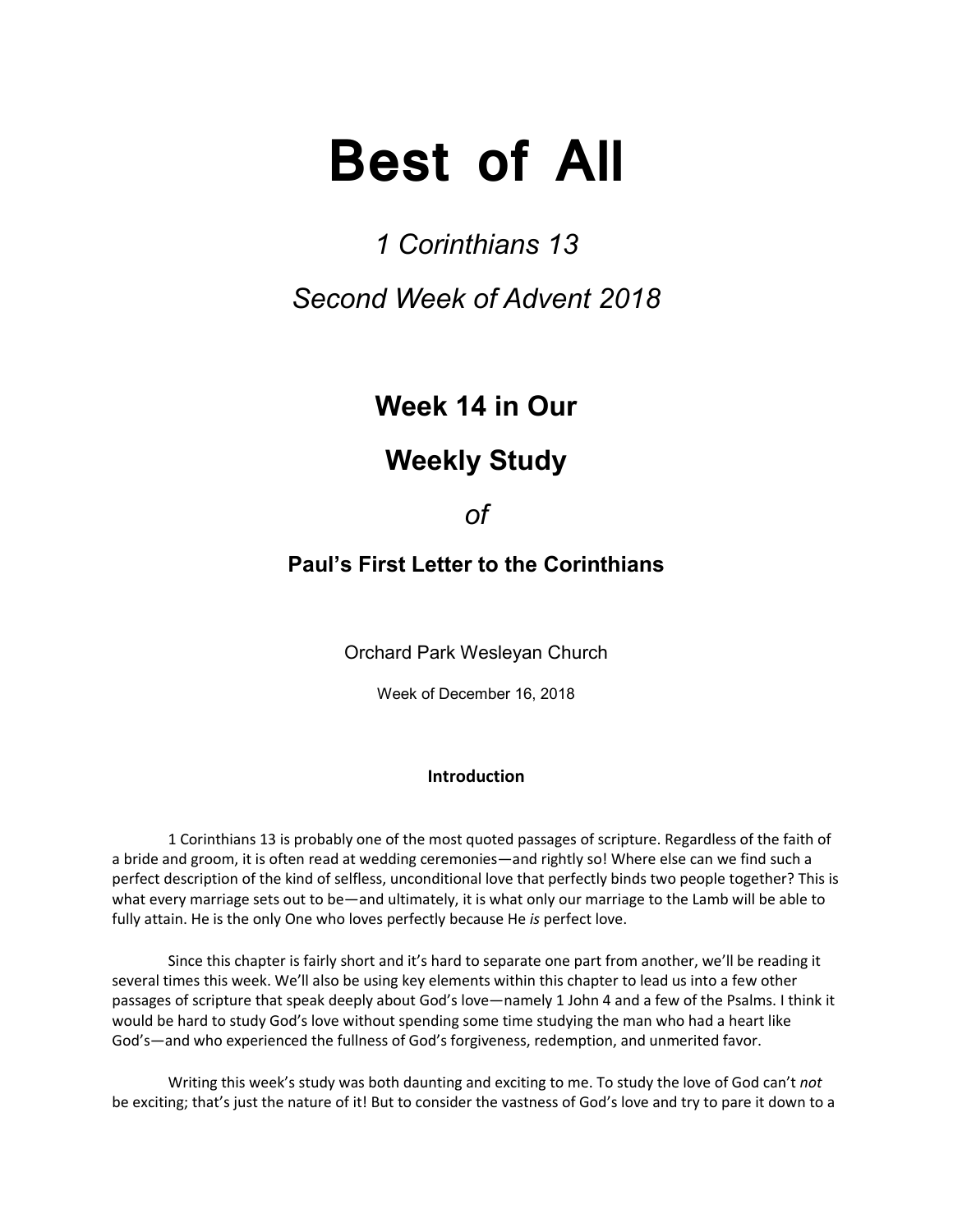# Best of All

*1 Corinthians 13*

*Second Week of Advent 2018*

## Week 14 in Our

## Weekly Study

*of*

### Paul's First Letter to the Corinthians

Orchard Park Wesleyan Church

Week of December 16, 2018

**Introduction**

1 Corinthians 13 is probably one of the most quoted passages of scripture. Regardless of the faith of a bride and groom, it is often read at wedding ceremonies—and rightly so! Where else can we find such a perfect description of the kind of selfless, unconditional love that perfectly binds two people together? This is what every marriage sets out to be—and ultimately, it is what only our marriage to the Lamb will be able to fully attain. He is the only One who loves perfectly because He *is* perfect love.

Since this chapter is fairly short and it's hard to separate one part from another, we'll be reading it several times this week. We'll also be using key elements within this chapter to lead us into a few other passages of scripture that speak deeply about God's love—namely 1 John 4 and a few of the Psalms. I think it would be hard to study God's love without spending some time studying the man who had a heart like God's—and who experienced the fullness of God's forgiveness, redemption, and unmerited favor.

Writing this week's study was both daunting and exciting to me. To study the love of God can't *not* be exciting; that's just the nature of it! But to consider the vastness of God's love and try to pare it down to a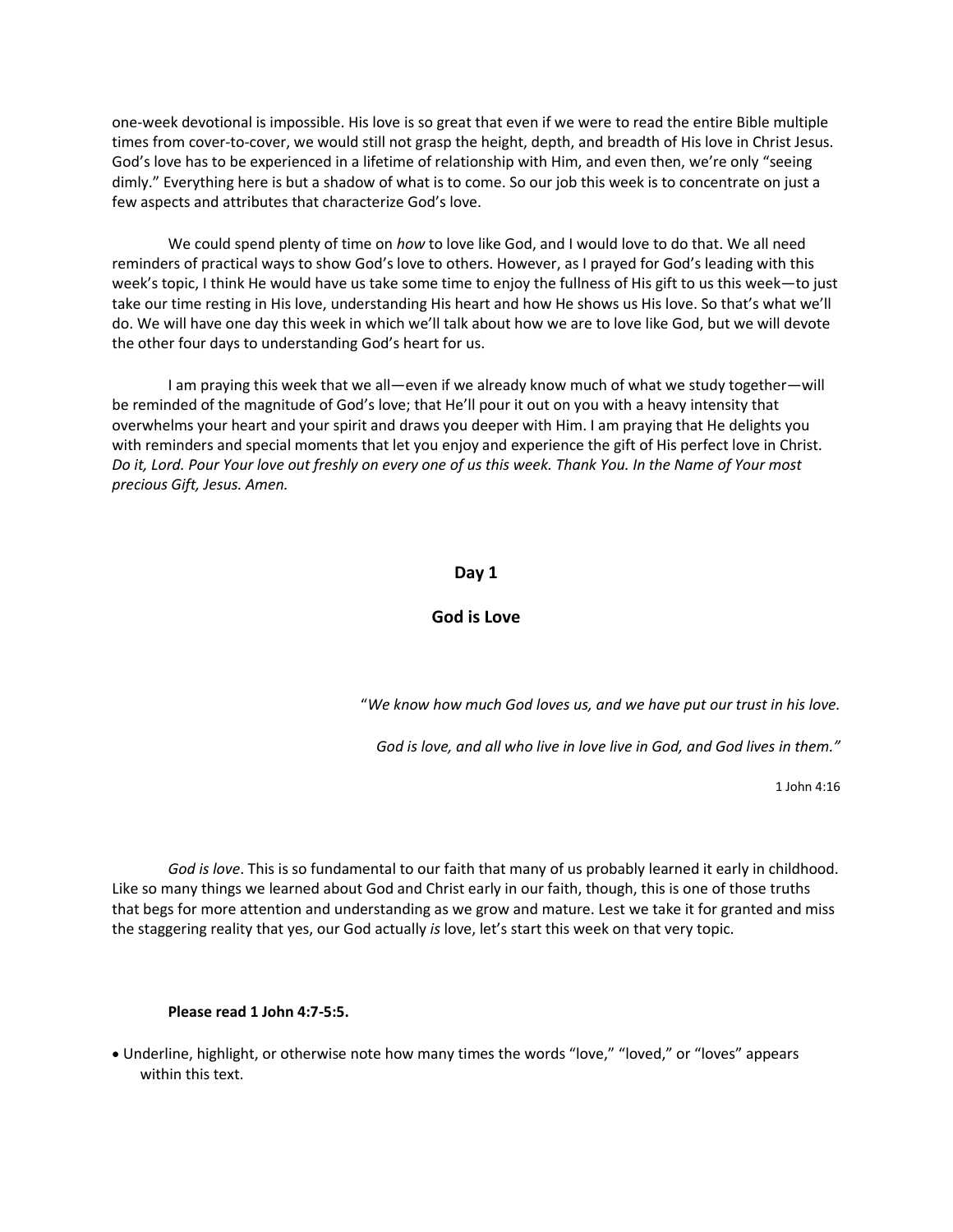one-week devotional is impossible. His love is so great that even if we were to read the entire Bible multiple times from cover-to-cover, we would still not grasp the height, depth, and breadth of His love in Christ Jesus. God's love has to be experienced in a lifetime of relationship with Him, and even then, we're only "seeing dimly." Everything here is but a shadow of what is to come. So our job this week is to concentrate on just a few aspects and attributes that characterize God's love.

We could spend plenty of time on *how* to love like God, and I would love to do that. We all need reminders of practical ways to show God's love to others. However, as I prayed for God's leading with this week's topic, I think He would have us take some time to enjoy the fullness of His gift to us this week—to just take our time resting in His love, understanding His heart and how He shows us His love. So that's what we'll do. We will have one day this week in which we'll talk about how we are to love like God, but we will devote the other four days to understanding God's heart for us.

I am praying this week that we all—even if we already know much of what we study together—will be reminded of the magnitude of God's love; that He'll pour it out on you with a heavy intensity that overwhelms your heart and your spirit and draws you deeper with Him. I am praying that He delights you with reminders and special moments that let you enjoy and experience the gift of His perfect love in Christ. *Do it, Lord. Pour Your love out freshly on every one of us this week. Thank You. In the Name of Your most precious Gift, Jesus. Amen.*

## Day 1

## God is Love

"*We know how much God loves us, and we have put our trust in his love.*

*God is love, and all who live in love live in God, and God lives in them."*

1 John 4:16

*God is love*. This is so fundamental to our faith that many of us probably learned it early in childhood. Like so many things we learned about God and Christ early in our faith, though, this is one of those truths that begs for more attention and understanding as we grow and mature. Lest we take it for granted and miss the staggering reality that yes, our God actually *is* love, let's start this week on that very topic.

**Please read 1 John 4:7-5:5.**

- Underline, highlight, or otherwise note how many times the words "love," "loved," or "loves" appears within this text.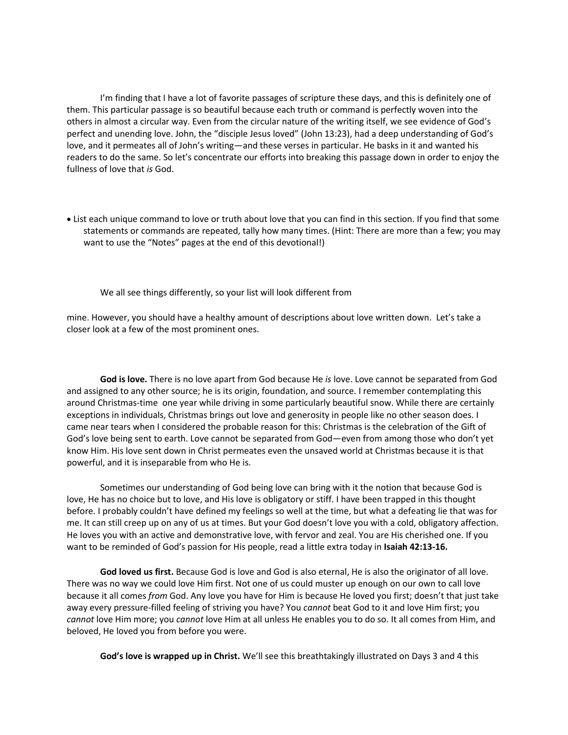I'm finding that I have a lot of favorite passages of scripture these days, and this is definitely one of them. This particular passage is so beautiful because each truth or command is perfectly woven into the others in almost a circular way. Even from the circular nature of the writing itself, we see evidence of God's perfect and unending love. John, the "disciple Jesus loved" (John 13:23), had a deep understanding of God's love, and it permeates all of John's writing—and these verses in particular. He basks in it and wanted his readers to do the same. So let's concentrate our efforts into breaking this passage down in order to enjoy the fullness of love that *is* God.

- List each unique command to love or truth about love that you can find in this section. If you find that some statements or commands are repeated, tally how many times. (Hint: There are more than a few; you may want to use the "Notes" pages at the end of this devotional!)

We all see things differently, so your list will look different from mine. However, you should have a healthy amount of descriptions about love written down. Let's take a closer look at a few of the most prominent ones.

**God is love.** There is no love apart from God because He *is* love. Love cannot be separated from God and assigned to any other source; he is its origin, foundation, and source. I remember contemplating this around Christmas-time one year while driving in some particularly beautiful snow. While there are certainly exceptions in individuals, Christmas brings out love and generosity in people like no other season does. I came near tears when I considered the probable reason for this: Christmas is the celebration of the Gift of God's love being sent to earth. Love cannot be separated from God—even from among those who don't yet know Him. His love sent down in Christ permeates even the unsaved world at Christmas because it is that powerful, and it is inseparable from who He is.

Sometimes our understanding of God being love can bring with it the notion that because God is love, He has no choice but to love, and His love is obligatory or stiff. I have been trapped in this thought before. I probably couldn't have defined my feelings so well at the time, but what a defeating lie that was for me. It can still creep up on any of us at times. But your God doesn't love you with a cold, obligatory affection. He loves you with an active and demonstrative love, with fervor and zeal. You are His cherished one. If you want to be reminded of God's passion for His people, read a little extra today in **Isaiah 42:13-16.**

**God loved us first.** Because God is love and God is also eternal, He is also the originator of all love. There was no way we could love Him first. Not one of us could muster up enough on our own to call love because it all comes *from* God. Any love you have for Him is because He loved you first; doesn't that just take away every pressure-filled feeling of striving you have? You *cannot* beat God to it and love Him first; you *cannot* love Him more; you *cannot* love Him at all unless He enables you to do so. It all comes from Him, and beloved, He loved you from before you were.

**God's love is wrapped up in Christ.** We'll see this breathtakingly illustrated on Days 3 and 4 this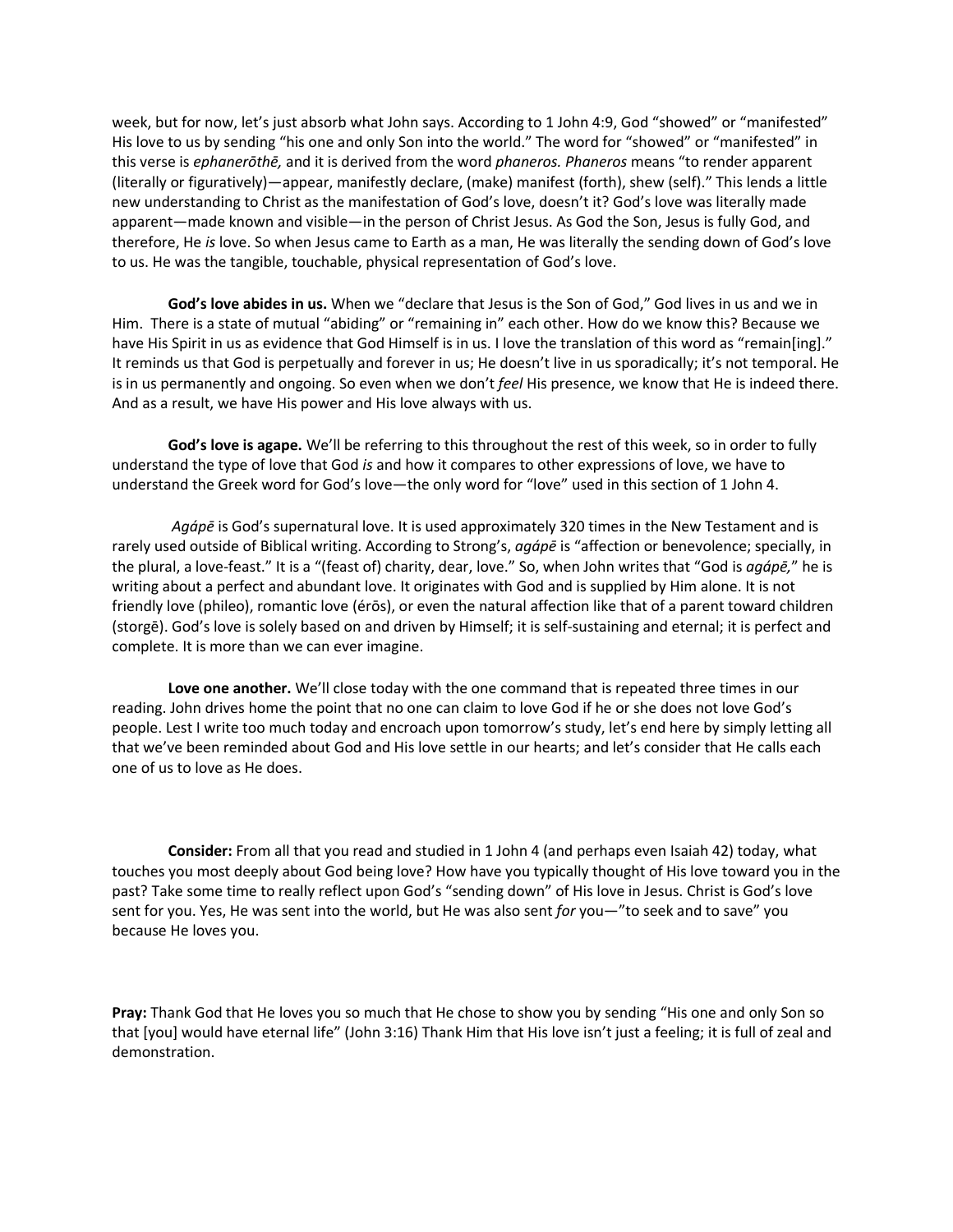week, but for now, let's just absorb what John says. According to 1 John 4:9, God "showed" or "manifested" His love to us by sending "his one and only Son into the world." The word for "showed" or "manifested" in this verse is *ephanerōthē,* and it is derived from the word *phaneros. Phaneros* means "to render apparent (literally or figuratively)—appear, manifestly declare, (make) manifest (forth), shew (self)." This lends a little new understanding to Christ as the manifestation of God's love, doesn't it? God's love was literally made apparent—made known and visible—in the person of Christ Jesus. As God the Son, Jesus is fully God, and therefore, He *is* love. So when Jesus came to Earth as a man, He was literally the sending down of God's love to us. He was the tangible, touchable, physical representation of God's love.

**God's love abides in us.** When we "declare that Jesus is the Son of God," God lives in us and we in Him. There is a state of mutual "abiding" or "remaining in" each other. How do we know this? Because we have His Spirit in us as evidence that God Himself is in us. I love the translation of this word as "remain[ing]." It reminds us that God is perpetually and forever in us; He doesn't live in us sporadically; it's not temporal. He is in us permanently and ongoing. So even when we don't *feel* His presence, we know that He is indeed there. And as a result, we have His power and His love always with us.

**God's love is agape.** We'll be referring to this throughout the rest of this week, so in order to fully understand the type of love that God *is* and how it compares to other expressions of love, we have to understand the Greek word for God's love—the only word for "love" used in this section of 1 John 4.

*Agápē* is God's supernatural love. It is used approximately 320 times in the New Testament and is rarely used outside of Biblical writing. According to Strong's, *agápē* is "affection or benevolence; specially, in the plural, a love-feast." It is a "(feast of) charity, dear, love." So, when John writes that "God is *agápē,*" he is writing about a perfect and abundant love. It originates with God and is supplied by Him alone. It is not friendly love (phileo), romantic love (érōs), or even the natural affection like that of a parent toward children (storgē). God's love is solely based on and driven by Himself; it is self-sustaining and eternal; it is perfect and complete. It is more than we can ever imagine.

**Love one another.** We'll close today with the one command that is repeated three times in our reading. John drives home the point that no one can claim to love God if he or she does not love God's people. Lest I write too much today and encroach upon tomorrow's study, let's end here by simply letting all that we've been reminded about God and His love settle in our hearts; and let's consider that He calls each one of us to love as He does.

**Consider:** From all that you read and studied in 1 John 4 (and perhaps even Isaiah 42) today, what touches you most deeply about God being love? How have you typically thought of His love toward you in the past? Take some time to really reflect upon God's "sending down" of His love in Jesus. Christ is God's love sent for you. Yes, He was sent into the world, but He was also sent *for* you—"to seek and to save" you because He loves you.

**Pray:** Thank God that He loves you so much that He chose to show you by sending "His one and only Son so that [you] would have eternal life" (John 3:16) Thank Him that His love isn't just a feeling; it is full of zeal and demonstration.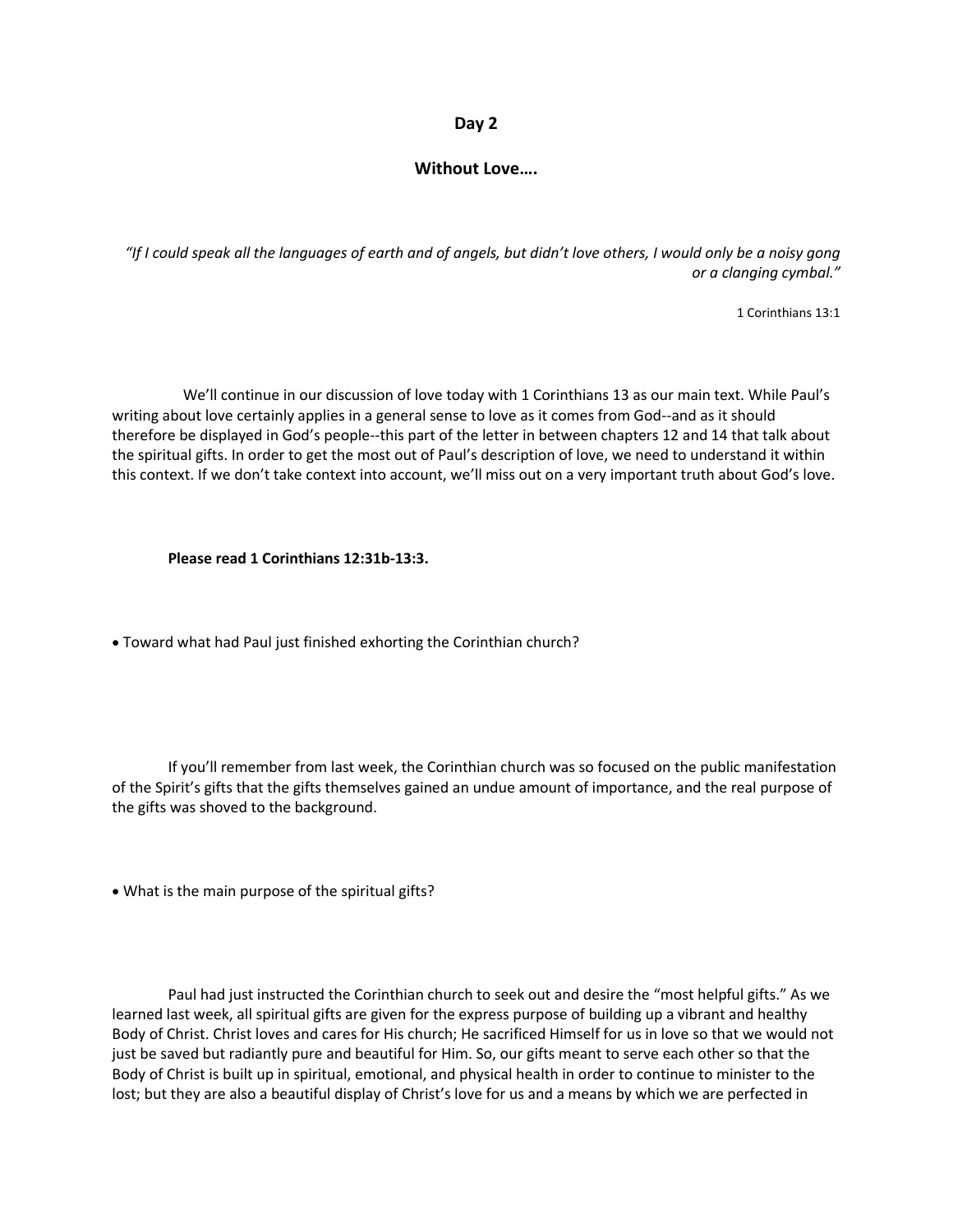## Day 2

## Without Love….

*"If I could speak all the languages of earth and of angels, but didn't love others, I would only be a noisy gong or a clanging cymbal."*

1 Corinthians 13:1

We'll continue in our discussion of love today with 1 Corinthians 13 as our main text. While Paul's writing about love certainly applies in a general sense to love as it comes from God--and as it should therefore be displayed in God's people--this part of the letter in between chapters 12 and 14 that talk about the spiritual gifts. In order to get the most out of Paul's description of love, we need to understand it within this context. If we don't take context into account, we'll miss out on a very important truth about God's love.

**Please read 1 Corinthians 12:31b-13:3.**

- Toward what had Paul just finished exhorting the Corinthian church?

If you'll remember from last week, the Corinthian church was so focused on the public manifestation of the Spirit's gifts that the gifts themselves gained an undue amount of importance, and the real purpose of the gifts was shoved to the background.

- What is the main purpose of the spiritual gifts?

Paul had just instructed the Corinthian church to seek out and desire the "most helpful gifts." As we learned last week, all spiritual gifts are given for the express purpose of building up a vibrant and healthy Body of Christ. Christ loves and cares for His church; He sacrificed Himself for us in love so that we would not just be saved but radiantly pure and beautiful for Him. So, our gifts meant to serve each other so that the Body of Christ is built up in spiritual, emotional, and physical health in order to continue to minister to the lost; but they are also a beautiful display of Christ's love for us and a means by which we are perfected in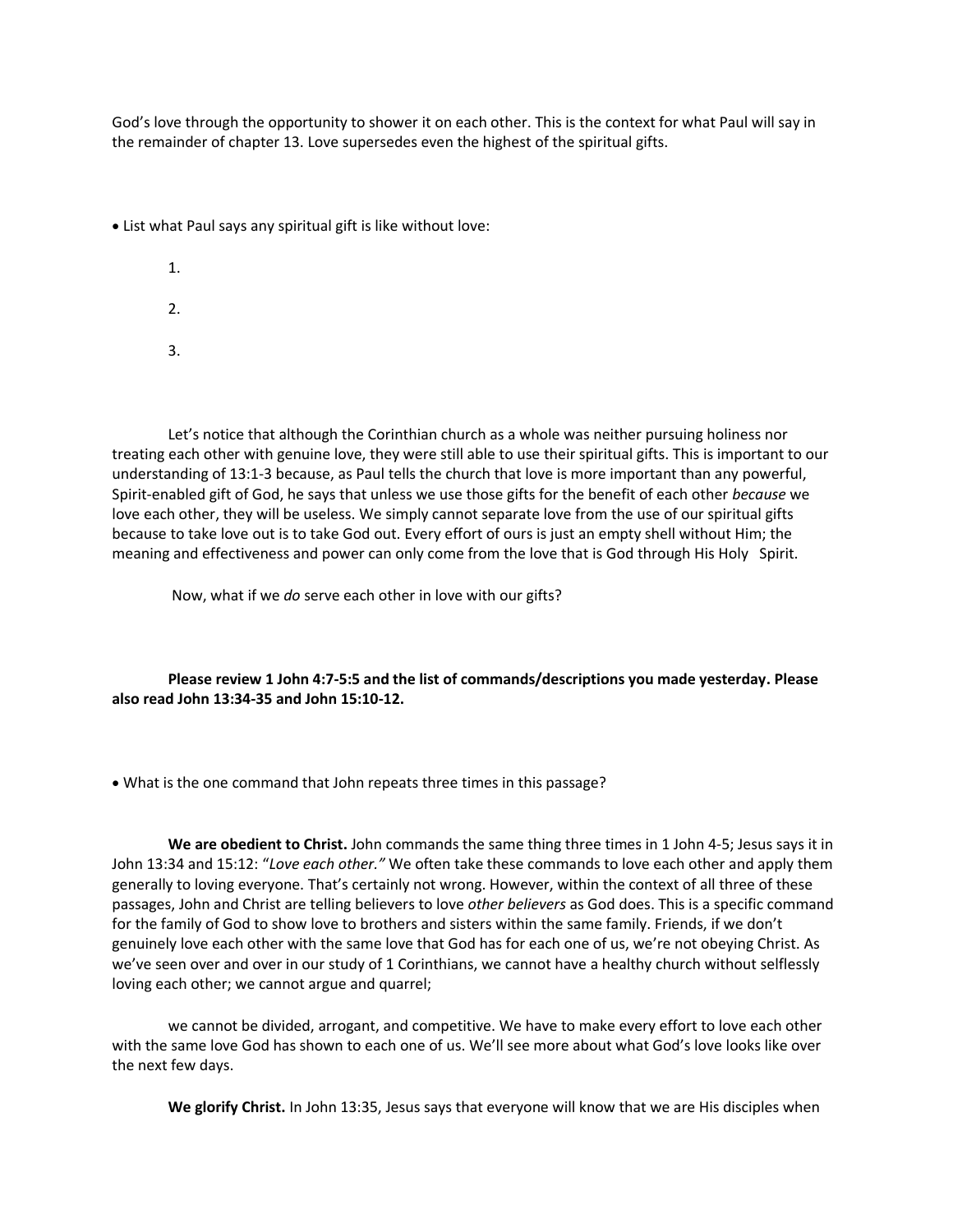God's love through the opportunity to shower it on each other. This is the context for what Paul will say in the remainder of chapter 13. Love supersedes even the highest of the spiritual gifts.

- List what Paul says any spiritual gift is like without love:

    1.

    2.

    3.

Let's notice that although the Corinthian church as a whole was neither pursuing holiness nor treating each other with genuine love, they were still able to use their spiritual gifts. This is important to our understanding of 13:1-3 because, as Paul tells the church that love is more important than any powerful, Spirit-enabled gift of God, he says that unless we use those gifts for the benefit of each other *because* we love each other, they will be useless. We simply cannot separate love from the use of our spiritual gifts because to take love out is to take God out. Every effort of ours is just an empty shell without Him; the meaning and effectiveness and power can only come from the love that is God through His Holy Spirit.

Now, what if we *do* serve each other in love with our gifts?

**Please review 1 John 4:7-5:5 and the list of commands/descriptions you made yesterday. Please also read John 13:34-35 and John 15:10-12.**

- What is the one command that John repeats three times in this passage?

**We are obedient to Christ.** John commands the same thing three times in 1 John 4-5; Jesus says it in John 13:34 and 15:12: "*Love each other.*" We often take these commands to love each other and apply them generally to loving everyone. That's certainly not wrong. However, within the context of all three of these passages, John and Christ are telling believers to love *other believers* as God does. This is a specific command for the family of God to show love to brothers and sisters within the same family. Friends, if we don't genuinely love each other with the same love that God has for each one of us, we're not obeying Christ. As we've seen over and over in our study of 1 Corinthians, we cannot have a healthy church without selflessly loving each other; we cannot argue and quarrel;

we cannot be divided, arrogant, and competitive. We have to make every effort to love each other with the same love God has shown to each one of us. We'll see more about what God's love looks like over the next few days.

**We glorify Christ.** In John 13:35, Jesus says that everyone will know that we are His disciples when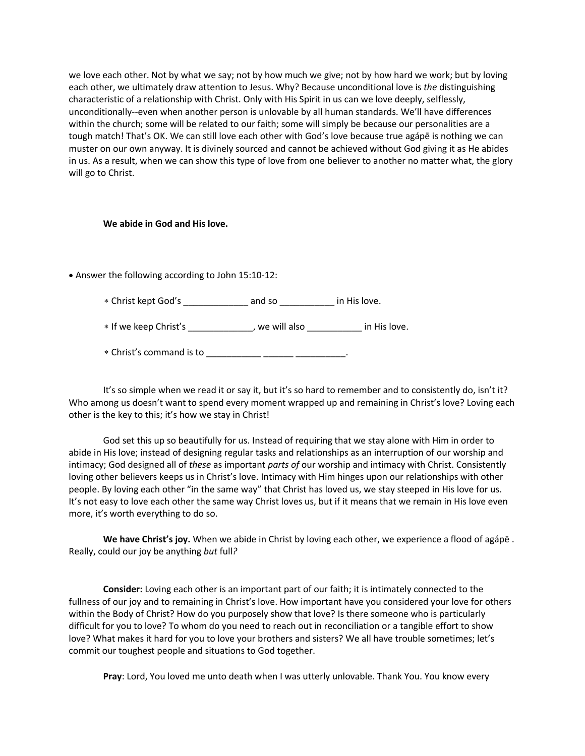we love each other. Not by what we say; not by how much we give; not by how hard we work; but by loving each other, we ultimately draw attention to Jesus. Why? Because unconditional love is *the* distinguishing characteristic of a relationship with Christ. Only with His Spirit in us can we love deeply, selflessly, unconditionally--even when another person is unlovable by all human standards. We'll have differences within the church; some will be related to our faith; some will simply be because our personalities are a tough match! That's OK. We can still love each other with God's love because true agápē is nothing we can muster on our own anyway. It is divinely sourced and cannot be achieved without God giving it as He abides in us. As a result, when we can show this type of love from one believer to another no matter what, the glory will go to Christ.

**We abide in God and His love.**

- Answer the following according to John 15:10-12:
  - Christ kept God's _____________ and so ___________ in His love.
  - If we keep Christ's _____________, we will also ___________ in His love.
  - Christ's command is to ___________ ______ __________.

It's so simple when we read it or say it, but it's so hard to remember and to consistently do, isn't it? Who among us doesn't want to spend every moment wrapped up and remaining in Christ's love? Loving each other is the key to this; it's how we stay in Christ!

God set this up so beautifully for us. Instead of requiring that we stay alone with Him in order to abide in His love; instead of designing regular tasks and relationships as an interruption of our worship and intimacy; God designed all of *these* as important *parts of* our worship and intimacy with Christ. Consistently loving other believers keeps us in Christ's love. Intimacy with Him hinges upon our relationships with other people. By loving each other "in the same way" that Christ has loved us, we stay steeped in His love for us. It's not easy to love each other the same way Christ loves us, but if it means that we remain in His love even more, it's worth everything to do so.

**We have Christ's joy.** When we abide in Christ by loving each other, we experience a flood of agápē . Really, could our joy be anything *but* full*?*

**Consider:** Loving each other is an important part of our faith; it is intimately connected to the fullness of our joy and to remaining in Christ's love. How important have you considered your love for others within the Body of Christ? How do you purposely show that love? Is there someone who is particularly difficult for you to love? To whom do you need to reach out in reconciliation or a tangible effort to show love? What makes it hard for you to love your brothers and sisters? We all have trouble sometimes; let's commit our toughest people and situations to God together.

**Pray**: Lord, You loved me unto death when I was utterly unlovable. Thank You. You know every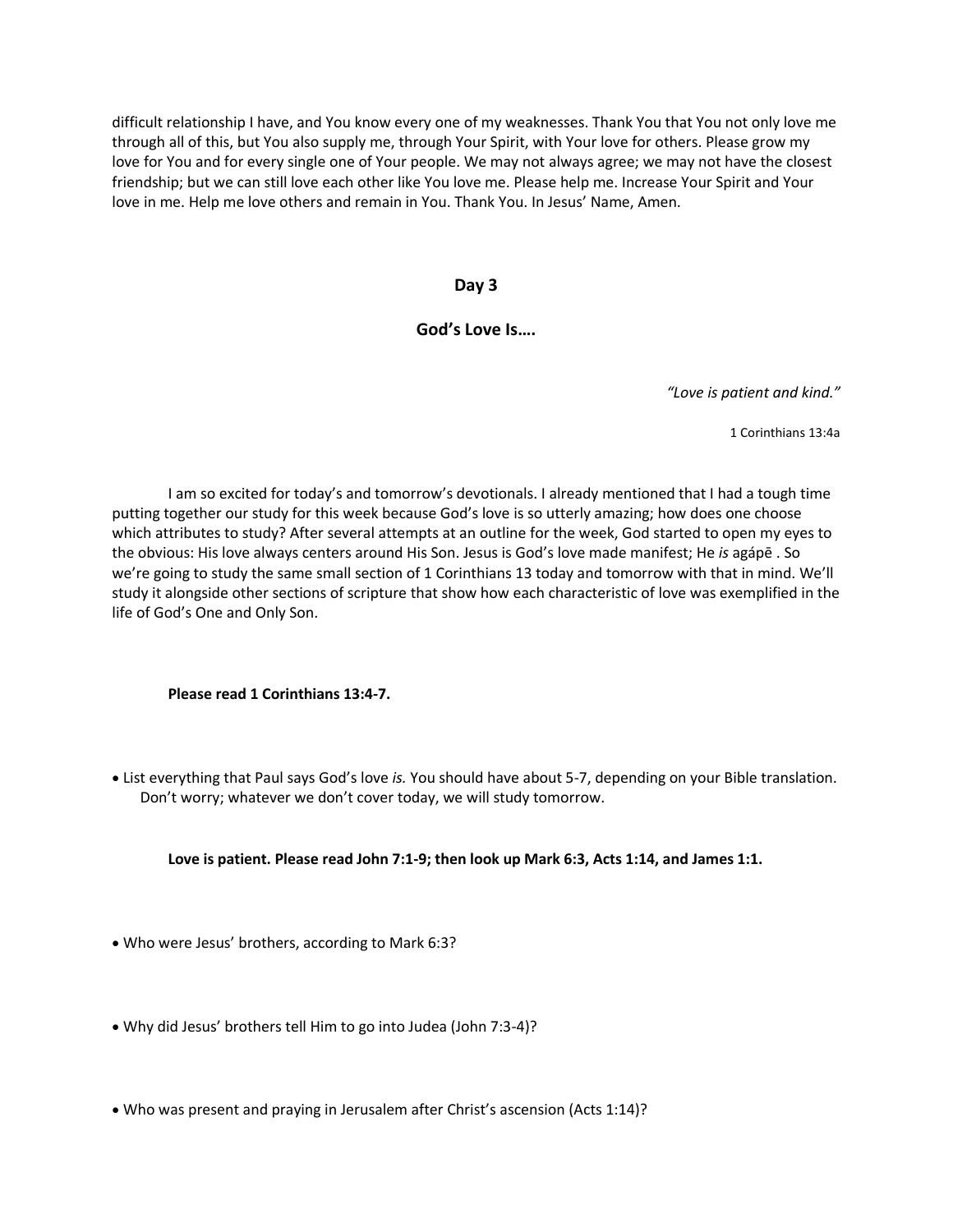difficult relationship I have, and You know every one of my weaknesses. Thank You that You not only love me through all of this, but You also supply me, through Your Spirit, with Your love for others. Please grow my love for You and for every single one of Your people. We may not always agree; we may not have the closest friendship; but we can still love each other like You love me. Please help me. Increase Your Spirit and Your love in me. Help me love others and remain in You. Thank You. In Jesus' Name, Amen.

## Day 3

## God's Love Is….

*"Love is patient and kind."*

1 Corinthians 13:4a

I am so excited for today's and tomorrow's devotionals. I already mentioned that I had a tough time putting together our study for this week because God's love is so utterly amazing; how does one choose which attributes to study? After several attempts at an outline for the week, God started to open my eyes to the obvious: His love always centers around His Son. Jesus is God's love made manifest; He *is* agápē . So we're going to study the same small section of 1 Corinthians 13 today and tomorrow with that in mind. We'll study it alongside other sections of scripture that show how each characteristic of love was exemplified in the life of God's One and Only Son.

**Please read 1 Corinthians 13:4-7.**

- List everything that Paul says God's love *is.* You should have about 5-7, depending on your Bible translation. Don't worry; whatever we don't cover today, we will study tomorrow.

**Love is patient. Please read John 7:1-9; then look up Mark 6:3, Acts 1:14, and James 1:1.**

- Who were Jesus' brothers, according to Mark 6:3?

- Why did Jesus' brothers tell Him to go into Judea (John 7:3-4)?

- Who was present and praying in Jerusalem after Christ's ascension (Acts 1:14)?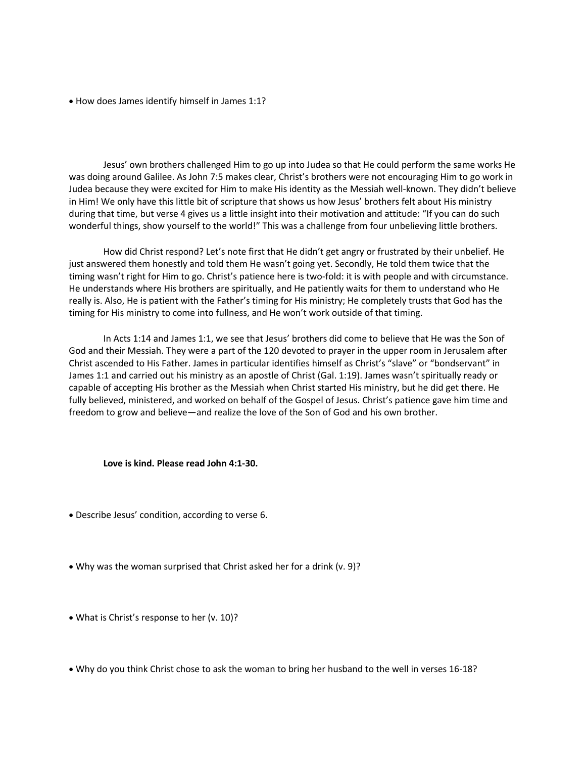- How does James identify himself in James 1:1?

Jesus' own brothers challenged Him to go up into Judea so that He could perform the same works He was doing around Galilee. As John 7:5 makes clear, Christ's brothers were not encouraging Him to go work in Judea because they were excited for Him to make His identity as the Messiah well-known. They didn't believe in Him! We only have this little bit of scripture that shows us how Jesus' brothers felt about His ministry during that time, but verse 4 gives us a little insight into their motivation and attitude: "If you can do such wonderful things, show yourself to the world!" This was a challenge from four unbelieving little brothers.

How did Christ respond? Let's note first that He didn't get angry or frustrated by their unbelief. He just answered them honestly and told them He wasn't going yet. Secondly, He told them twice that the timing wasn't right for Him to go. Christ's patience here is two-fold: it is with people and with circumstance. He understands where His brothers are spiritually, and He patiently waits for them to understand who He really is. Also, He is patient with the Father's timing for His ministry; He completely trusts that God has the timing for His ministry to come into fullness, and He won't work outside of that timing.

In Acts 1:14 and James 1:1, we see that Jesus' brothers did come to believe that He was the Son of God and their Messiah. They were a part of the 120 devoted to prayer in the upper room in Jerusalem after Christ ascended to His Father. James in particular identifies himself as Christ's "slave" or "bondservant" in James 1:1 and carried out his ministry as an apostle of Christ (Gal. 1:19). James wasn't spiritually ready or capable of accepting His brother as the Messiah when Christ started His ministry, but he did get there. He fully believed, ministered, and worked on behalf of the Gospel of Jesus. Christ's patience gave him time and freedom to grow and believe—and realize the love of the Son of God and his own brother.

**Love is kind. Please read John 4:1-30.**

- Describe Jesus' condition, according to verse 6.

- Why was the woman surprised that Christ asked her for a drink (v. 9)?

- What is Christ's response to her (v. 10)?

- Why do you think Christ chose to ask the woman to bring her husband to the well in verses 16-18?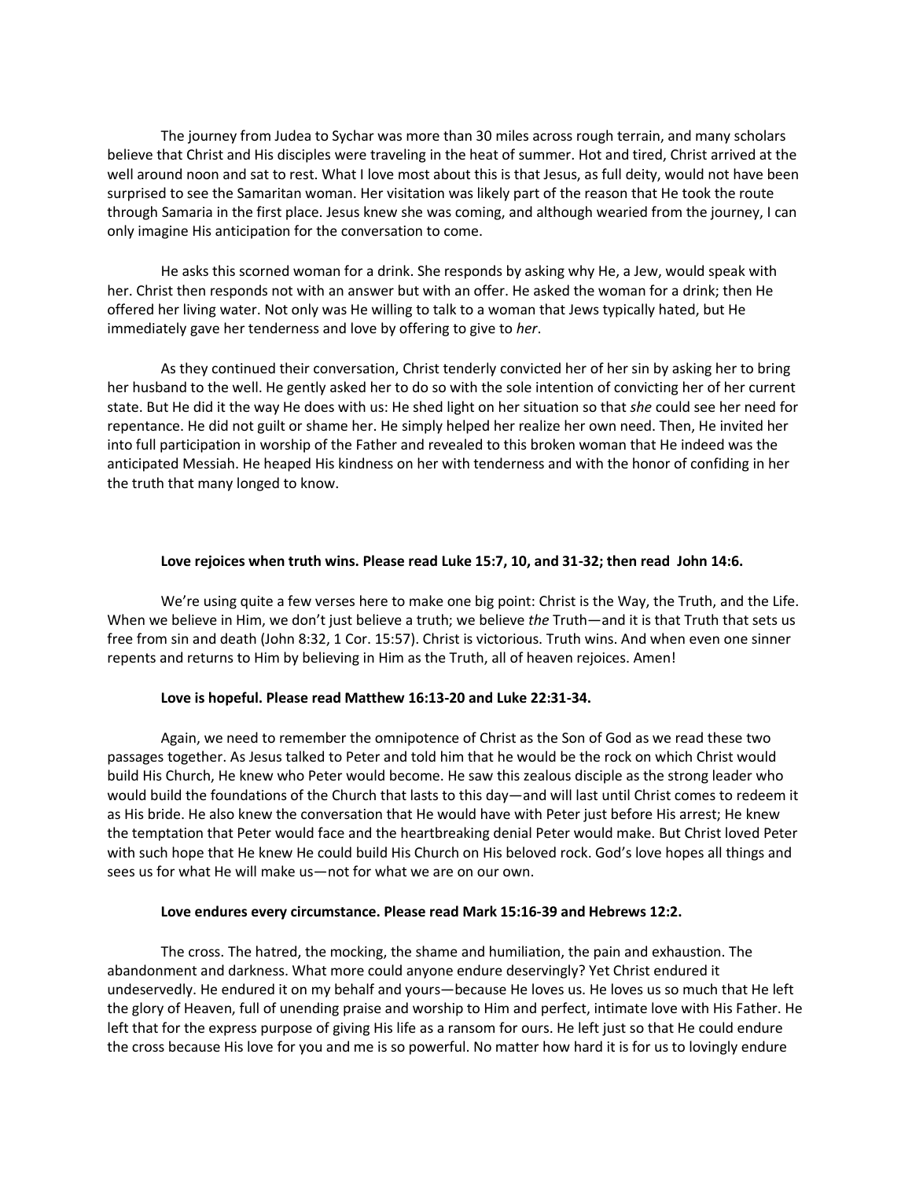The journey from Judea to Sychar was more than 30 miles across rough terrain, and many scholars believe that Christ and His disciples were traveling in the heat of summer. Hot and tired, Christ arrived at the well around noon and sat to rest. What I love most about this is that Jesus, as full deity, would not have been surprised to see the Samaritan woman. Her visitation was likely part of the reason that He took the route through Samaria in the first place. Jesus knew she was coming, and although wearied from the journey, I can only imagine His anticipation for the conversation to come.

He asks this scorned woman for a drink. She responds by asking why He, a Jew, would speak with her. Christ then responds not with an answer but with an offer. He asked the woman for a drink; then He offered her living water. Not only was He willing to talk to a woman that Jews typically hated, but He immediately gave her tenderness and love by offering to give to *her*.

As they continued their conversation, Christ tenderly convicted her of her sin by asking her to bring her husband to the well. He gently asked her to do so with the sole intention of convicting her of her current state. But He did it the way He does with us: He shed light on her situation so that *she* could see her need for repentance. He did not guilt or shame her. He simply helped her realize her own need. Then, He invited her into full participation in worship of the Father and revealed to this broken woman that He indeed was the anticipated Messiah. He heaped His kindness on her with tenderness and with the honor of confiding in her the truth that many longed to know.

**Love rejoices when truth wins. Please read Luke 15:7, 10, and 31-32; then read John 14:6.**

We're using quite a few verses here to make one big point: Christ is the Way, the Truth, and the Life. When we believe in Him, we don't just believe a truth; we believe *the* Truth—and it is that Truth that sets us free from sin and death (John 8:32, 1 Cor. 15:57). Christ is victorious. Truth wins. And when even one sinner repents and returns to Him by believing in Him as the Truth, all of heaven rejoices. Amen!

**Love is hopeful. Please read Matthew 16:13-20 and Luke 22:31-34.**

Again, we need to remember the omnipotence of Christ as the Son of God as we read these two passages together. As Jesus talked to Peter and told him that he would be the rock on which Christ would build His Church, He knew who Peter would become. He saw this zealous disciple as the strong leader who would build the foundations of the Church that lasts to this day—and will last until Christ comes to redeem it as His bride. He also knew the conversation that He would have with Peter just before His arrest; He knew the temptation that Peter would face and the heartbreaking denial Peter would make. But Christ loved Peter with such hope that He knew He could build His Church on His beloved rock. God's love hopes all things and sees us for what He will make us—not for what we are on our own.

**Love endures every circumstance. Please read Mark 15:16-39 and Hebrews 12:2.**

The cross. The hatred, the mocking, the shame and humiliation, the pain and exhaustion. The abandonment and darkness. What more could anyone endure deservingly? Yet Christ endured it undeservedly. He endured it on my behalf and yours—because He loves us. He loves us so much that He left the glory of Heaven, full of unending praise and worship to Him and perfect, intimate love with His Father. He left that for the express purpose of giving His life as a ransom for ours. He left just so that He could endure the cross because His love for you and me is so powerful. No matter how hard it is for us to lovingly endure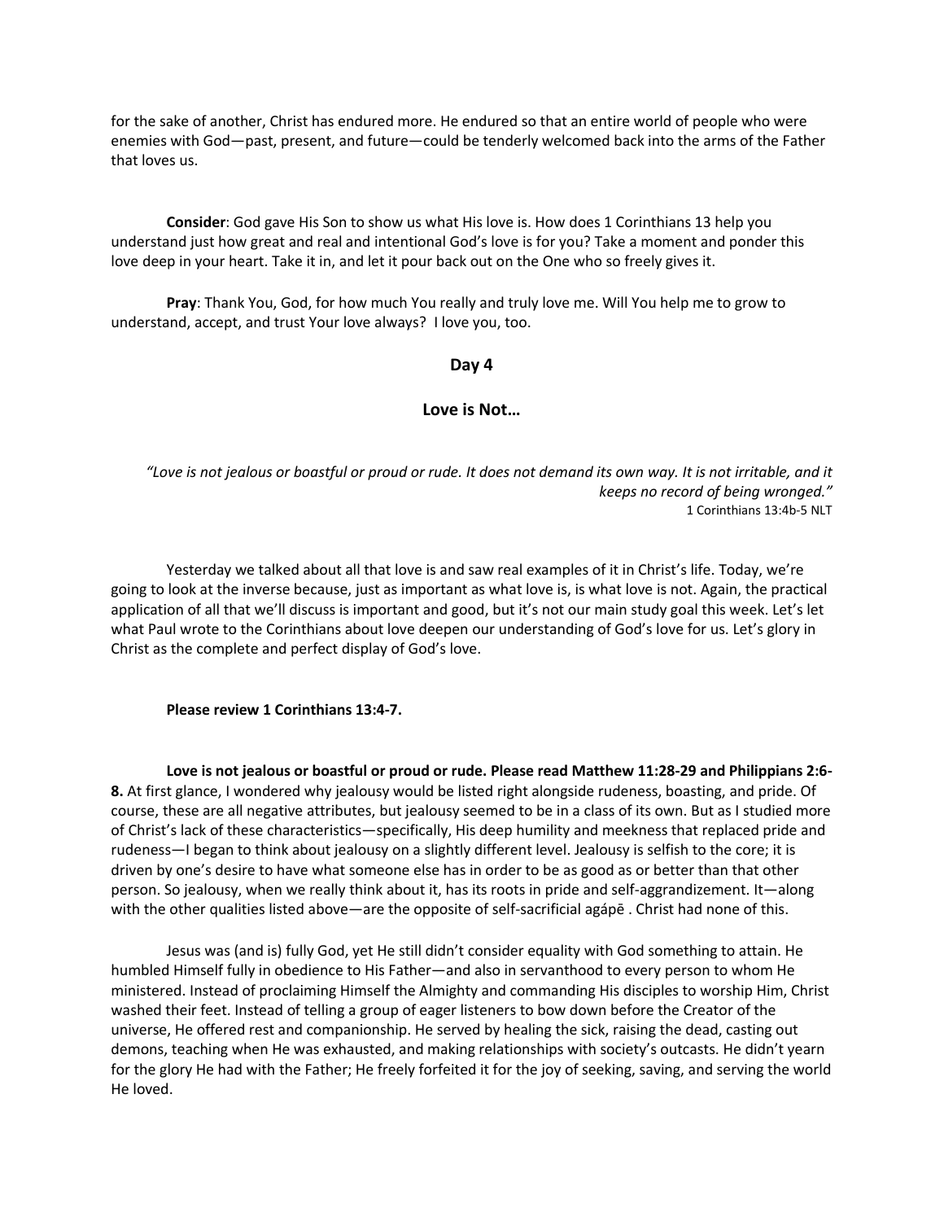for the sake of another, Christ has endured more. He endured so that an entire world of people who were enemies with God—past, present, and future—could be tenderly welcomed back into the arms of the Father that loves us.

**Consider**: God gave His Son to show us what His love is. How does 1 Corinthians 13 help you understand just how great and real and intentional God's love is for you? Take a moment and ponder this love deep in your heart. Take it in, and let it pour back out on the One who so freely gives it.

**Pray**: Thank You, God, for how much You really and truly love me. Will You help me to grow to understand, accept, and trust Your love always? I love you, too.

## Day 4

## Love is Not…

*"Love is not jealous or boastful or proud or rude. It does not demand its own way. It is not irritable, and it keeps no record of being wronged."*
1 Corinthians 13:4b-5 NLT

Yesterday we talked about all that love is and saw real examples of it in Christ's life. Today, we're going to look at the inverse because, just as important as what love is, is what love is not. Again, the practical application of all that we'll discuss is important and good, but it's not our main study goal this week. Let's let what Paul wrote to the Corinthians about love deepen our understanding of God's love for us. Let's glory in Christ as the complete and perfect display of God's love.

**Please review 1 Corinthians 13:4-7.**

**Love is not jealous or boastful or proud or rude. Please read Matthew 11:28-29 and Philippians 2:6-8.** At first glance, I wondered why jealousy would be listed right alongside rudeness, boasting, and pride. Of course, these are all negative attributes, but jealousy seemed to be in a class of its own. But as I studied more of Christ's lack of these characteristics—specifically, His deep humility and meekness that replaced pride and rudeness—I began to think about jealousy on a slightly different level. Jealousy is selfish to the core; it is driven by one's desire to have what someone else has in order to be as good as or better than that other person. So jealousy, when we really think about it, has its roots in pride and self-aggrandizement. It—along with the other qualities listed above—are the opposite of self-sacrificial agápē . Christ had none of this.

Jesus was (and is) fully God, yet He still didn't consider equality with God something to attain. He humbled Himself fully in obedience to His Father—and also in servanthood to every person to whom He ministered. Instead of proclaiming Himself the Almighty and commanding His disciples to worship Him, Christ washed their feet. Instead of telling a group of eager listeners to bow down before the Creator of the universe, He offered rest and companionship. He served by healing the sick, raising the dead, casting out demons, teaching when He was exhausted, and making relationships with society's outcasts. He didn't yearn for the glory He had with the Father; He freely forfeited it for the joy of seeking, saving, and serving the world He loved.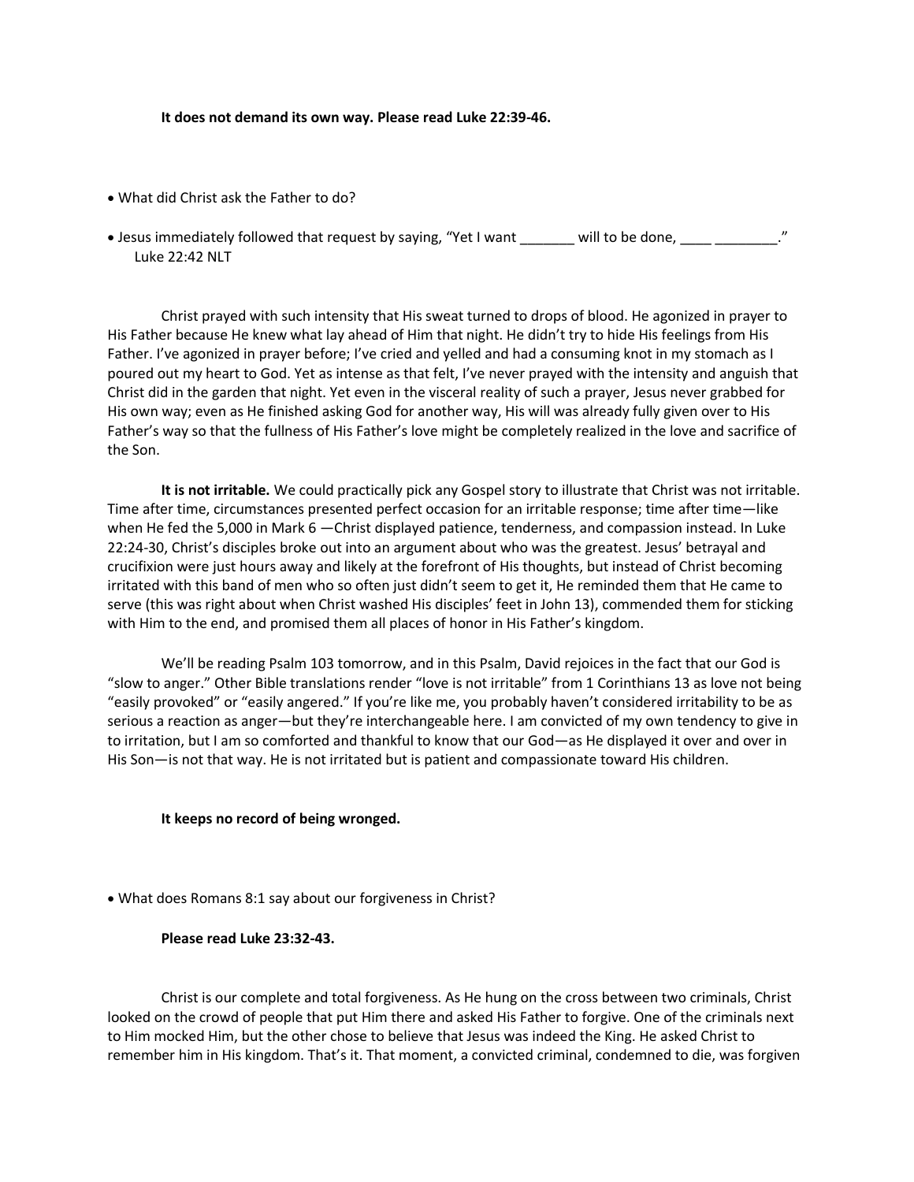**It does not demand its own way. Please read Luke 22:39-46.**

- What did Christ ask the Father to do?

- Jesus immediately followed that request by saying, "Yet I want _______ will to be done, ____ ________." Luke 22:42 NLT

Christ prayed with such intensity that His sweat turned to drops of blood. He agonized in prayer to His Father because He knew what lay ahead of Him that night. He didn't try to hide His feelings from His Father. I've agonized in prayer before; I've cried and yelled and had a consuming knot in my stomach as I poured out my heart to God. Yet as intense as that felt, I've never prayed with the intensity and anguish that Christ did in the garden that night. Yet even in the visceral reality of such a prayer, Jesus never grabbed for His own way; even as He finished asking God for another way, His will was already fully given over to His Father's way so that the fullness of His Father's love might be completely realized in the love and sacrifice of the Son.

**It is not irritable.** We could practically pick any Gospel story to illustrate that Christ was not irritable. Time after time, circumstances presented perfect occasion for an irritable response; time after time—like when He fed the 5,000 in Mark 6 —Christ displayed patience, tenderness, and compassion instead. In Luke 22:24-30, Christ's disciples broke out into an argument about who was the greatest. Jesus' betrayal and crucifixion were just hours away and likely at the forefront of His thoughts, but instead of Christ becoming irritated with this band of men who so often just didn't seem to get it, He reminded them that He came to serve (this was right about when Christ washed His disciples' feet in John 13), commended them for sticking with Him to the end, and promised them all places of honor in His Father's kingdom.

We'll be reading Psalm 103 tomorrow, and in this Psalm, David rejoices in the fact that our God is "slow to anger." Other Bible translations render "love is not irritable" from 1 Corinthians 13 as love not being "easily provoked" or "easily angered." If you're like me, you probably haven't considered irritability to be as serious a reaction as anger—but they're interchangeable here. I am convicted of my own tendency to give in to irritation, but I am so comforted and thankful to know that our God—as He displayed it over and over in His Son—is not that way. He is not irritated but is patient and compassionate toward His children.

**It keeps no record of being wronged.**

- What does Romans 8:1 say about our forgiveness in Christ?

**Please read Luke 23:32-43.**

Christ is our complete and total forgiveness. As He hung on the cross between two criminals, Christ looked on the crowd of people that put Him there and asked His Father to forgive. One of the criminals next to Him mocked Him, but the other chose to believe that Jesus was indeed the King. He asked Christ to remember him in His kingdom. That's it. That moment, a convicted criminal, condemned to die, was forgiven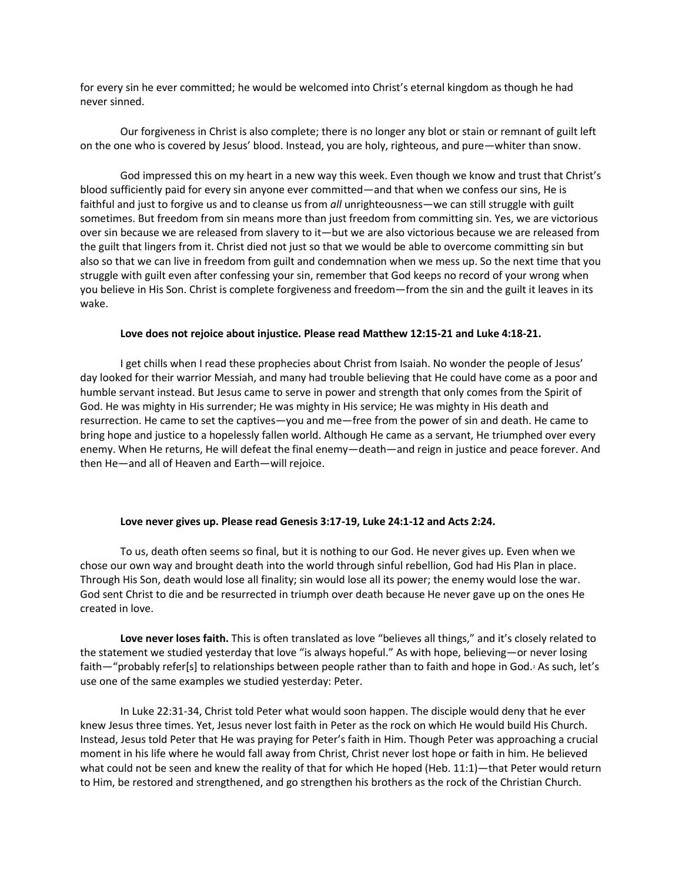for every sin he ever committed; he would be welcomed into Christ's eternal kingdom as though he had never sinned.

Our forgiveness in Christ is also complete; there is no longer any blot or stain or remnant of guilt left on the one who is covered by Jesus' blood. Instead, you are holy, righteous, and pure—whiter than snow.

God impressed this on my heart in a new way this week. Even though we know and trust that Christ's blood sufficiently paid for every sin anyone ever committed—and that when we confess our sins, He is faithful and just to forgive us and to cleanse us from *all* unrighteousness—we can still struggle with guilt sometimes. But freedom from sin means more than just freedom from committing sin. Yes, we are victorious over sin because we are released from slavery to it—but we are also victorious because we are released from the guilt that lingers from it. Christ died not just so that we would be able to overcome committing sin but also so that we can live in freedom from guilt and condemnation when we mess up. So the next time that you struggle with guilt even after confessing your sin, remember that God keeps no record of your wrong when you believe in His Son. Christ is complete forgiveness and freedom—from the sin and the guilt it leaves in its wake.

**Love does not rejoice about injustice. Please read Matthew 12:15-21 and Luke 4:18-21.**

I get chills when I read these prophecies about Christ from Isaiah. No wonder the people of Jesus' day looked for their warrior Messiah, and many had trouble believing that He could have come as a poor and humble servant instead. But Jesus came to serve in power and strength that only comes from the Spirit of God. He was mighty in His surrender; He was mighty in His service; He was mighty in His death and resurrection. He came to set the captives—you and me—free from the power of sin and death. He came to bring hope and justice to a hopelessly fallen world. Although He came as a servant, He triumphed over every enemy. When He returns, He will defeat the final enemy—death—and reign in justice and peace forever. And then He—and all of Heaven and Earth—will rejoice.

**Love never gives up. Please read Genesis 3:17-19, Luke 24:1-12 and Acts 2:24.**

To us, death often seems so final, but it is nothing to our God. He never gives up. Even when we chose our own way and brought death into the world through sinful rebellion, God had His Plan in place. Through His Son, death would lose all finality; sin would lose all its power; the enemy would lose the war. God sent Christ to die and be resurrected in triumph over death because He never gave up on the ones He created in love.

**Love never loses faith.** This is often translated as love "believes all things," and it's closely related to the statement we studied yesterday that love "is always hopeful." As with hope, believing—or never losing faith—"probably refer[s] to relationships between people rather than to faith and hope in God.[1] As such, let's use one of the same examples we studied yesterday: Peter.

In Luke 22:31-34, Christ told Peter what would soon happen. The disciple would deny that he ever knew Jesus three times. Yet, Jesus never lost faith in Peter as the rock on which He would build His Church. Instead, Jesus told Peter that He was praying for Peter's faith in Him. Though Peter was approaching a crucial moment in his life where he would fall away from Christ, Christ never lost hope or faith in him. He believed what could not be seen and knew the reality of that for which He hoped (Heb. 11:1)—that Peter would return to Him, be restored and strengthened, and go strengthen his brothers as the rock of the Christian Church.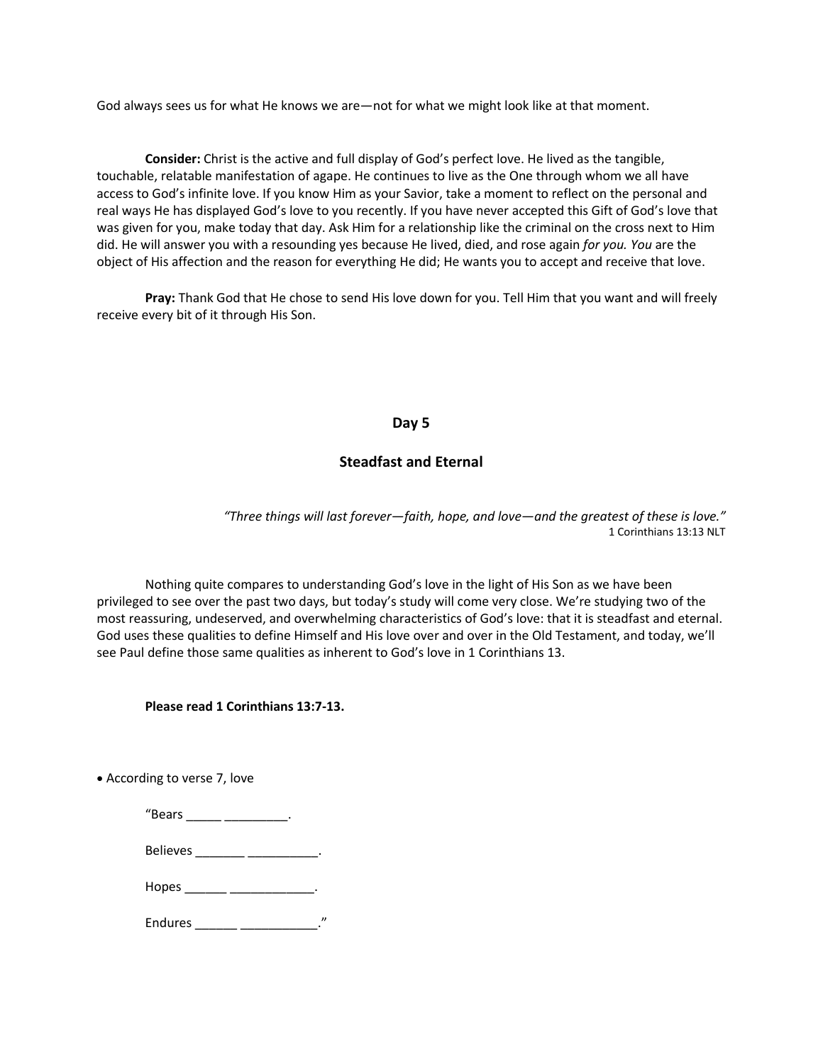God always sees us for what He knows we are—not for what we might look like at that moment.

**Consider:** Christ is the active and full display of God's perfect love. He lived as the tangible, touchable, relatable manifestation of agape. He continues to live as the One through whom we all have access to God's infinite love. If you know Him as your Savior, take a moment to reflect on the personal and real ways He has displayed God's love to you recently. If you have never accepted this Gift of God's love that was given for you, make today that day. Ask Him for a relationship like the criminal on the cross next to Him did. He will answer you with a resounding yes because He lived, died, and rose again *for you. You* are the object of His affection and the reason for everything He did; He wants you to accept and receive that love.

**Pray:** Thank God that He chose to send His love down for you. Tell Him that you want and will freely receive every bit of it through His Son.

## Day 5

## Steadfast and Eternal

*"Three things will last forever—faith, hope, and love—and the greatest of these is love."*
1 Corinthians 13:13 NLT

Nothing quite compares to understanding God's love in the light of His Son as we have been privileged to see over the past two days, but today's study will come very close. We're studying two of the most reassuring, undeserved, and overwhelming characteristics of God's love: that it is steadfast and eternal. God uses these qualities to define Himself and His love over and over in the Old Testament, and today, we'll see Paul define those same qualities as inherent to God's love in 1 Corinthians 13.

**Please read 1 Corinthians 13:7-13.**

- According to verse 7, love

"Bears _____ _________.

Believes _______ __________.

Hopes ______ ____________.

Endures ______ ___________."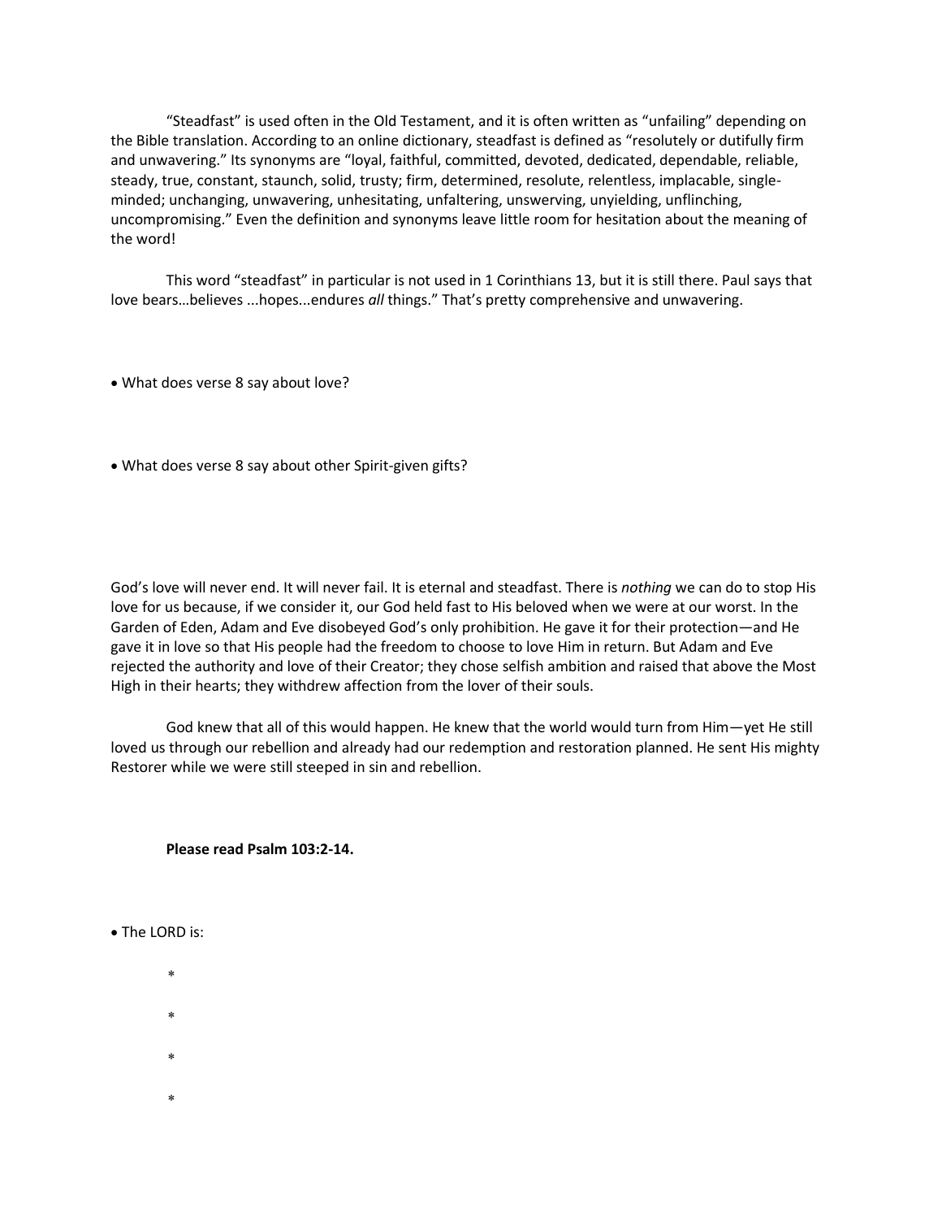"Steadfast" is used often in the Old Testament, and it is often written as "unfailing" depending on the Bible translation. According to an online dictionary, steadfast is defined as "resolutely or dutifully firm and unwavering." Its synonyms are "loyal, faithful, committed, devoted, dedicated, dependable, reliable, steady, true, constant, staunch, solid, trusty; firm, determined, resolute, relentless, implacable, single-minded; unchanging, unwavering, unhesitating, unfaltering, unswerving, unyielding, unflinching, uncompromising." Even the definition and synonyms leave little room for hesitation about the meaning of the word!

This word "steadfast" in particular is not used in 1 Corinthians 13, but it is still there. Paul says that love bears…believes ...hopes...endures *all* things." That's pretty comprehensive and unwavering.

- What does verse 8 say about love?

- What does verse 8 say about other Spirit-given gifts?

God's love will never end. It will never fail. It is eternal and steadfast. There is *nothing* we can do to stop His love for us because, if we consider it, our God held fast to His beloved when we were at our worst. In the Garden of Eden, Adam and Eve disobeyed God's only prohibition. He gave it for their protection—and He gave it in love so that His people had the freedom to choose to love Him in return. But Adam and Eve rejected the authority and love of their Creator; they chose selfish ambition and raised that above the Most High in their hearts; they withdrew affection from the lover of their souls.

God knew that all of this would happen. He knew that the world would turn from Him—yet He still loved us through our rebellion and already had our redemption and restoration planned. He sent His mighty Restorer while we were still steeped in sin and rebellion.

**Please read Psalm 103:2-14.**

- The LORD is:

  *

  *

  *

  *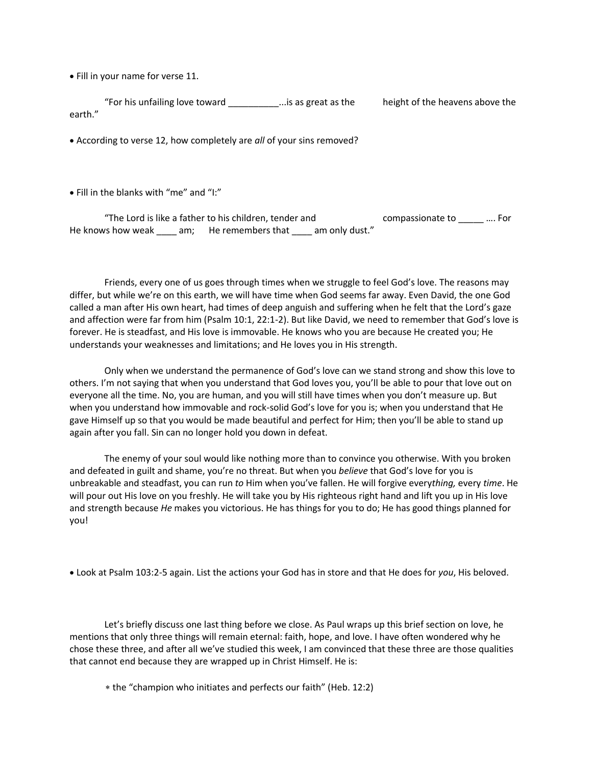- Fill in your name for verse 11.

“For his unfailing love toward __________...is as great as the height of the heavens above the earth.”

- According to verse 12, how completely are *all* of your sins removed?

- Fill in the blanks with “me” and “I:”

“The Lord is like a father to his children, tender and compassionate to _____ …. For He knows how weak ____ am; He remembers that ____ am only dust.”

Friends, every one of us goes through times when we struggle to feel God’s love. The reasons may differ, but while we’re on this earth, we will have time when God seems far away. Even David, the one God called a man after His own heart, had times of deep anguish and suffering when he felt that the Lord’s gaze and affection were far from him (Psalm 10:1, 22:1-2). But like David, we need to remember that God’s love is forever. He is steadfast, and His love is immovable. He knows who you are because He created you; He understands your weaknesses and limitations; and He loves you in His strength.

Only when we understand the permanence of God’s love can we stand strong and show this love to others. I’m not saying that when you understand that God loves you, you’ll be able to pour that love out on everyone all the time. No, you are human, and you will still have times when you don’t measure up. But when you understand how immovable and rock-solid God’s love for you is; when you understand that He gave Himself up so that you would be made beautiful and perfect for Him; then you’ll be able to stand up again after you fall. Sin can no longer hold you down in defeat.

The enemy of your soul would like nothing more than to convince you otherwise. With you broken and defeated in guilt and shame, you’re no threat. But when you *believe* that God’s love for you is unbreakable and steadfast, you can run *to* Him when you’ve fallen. He will forgive every*thing,* every *time*. He will pour out His love on you freshly. He will take you by His righteous right hand and lift you up in His love and strength because *He* makes you victorious. He has things for you to do; He has good things planned for you!

- Look at Psalm 103:2-5 again. List the actions your God has in store and that He does for *you*, His beloved.

Let’s briefly discuss one last thing before we close. As Paul wraps up this brief section on love, he mentions that only three things will remain eternal: faith, hope, and love. I have often wondered why he chose these three, and after all we’ve studied this week, I am convinced that these three are those qualities that cannot end because they are wrapped up in Christ Himself. He is:

- the “champion who initiates and perfects our faith” (Heb. 12:2)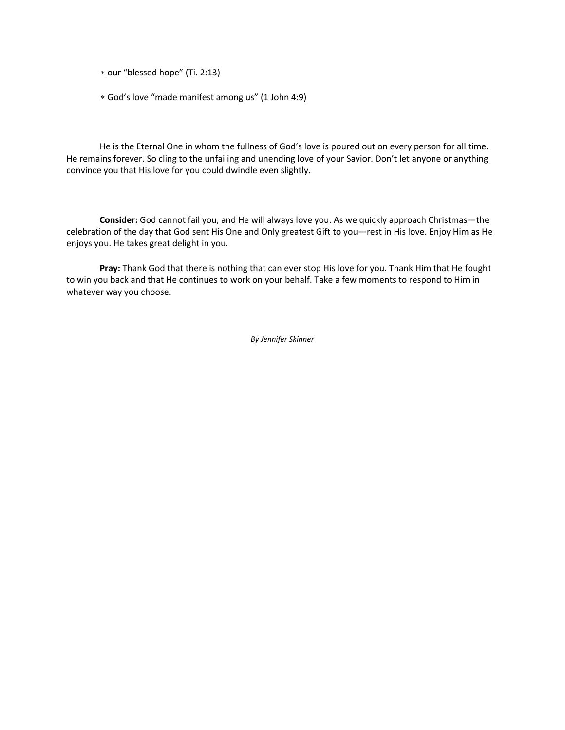- our “blessed hope” (Ti. 2:13)
- God’s love “made manifest among us” (1 John 4:9)

He is the Eternal One in whom the fullness of God’s love is poured out on every person for all time. He remains forever. So cling to the unfailing and unending love of your Savior. Don’t let anyone or anything convince you that His love for you could dwindle even slightly.

**Consider:** God cannot fail you, and He will always love you. As we quickly approach Christmas—the celebration of the day that God sent His One and Only greatest Gift to you—rest in His love. Enjoy Him as He enjoys you. He takes great delight in you.

**Pray:** Thank God that there is nothing that can ever stop His love for you. Thank Him that He fought to win you back and that He continues to work on your behalf. Take a few moments to respond to Him in whatever way you choose.

*By Jennifer Skinner*